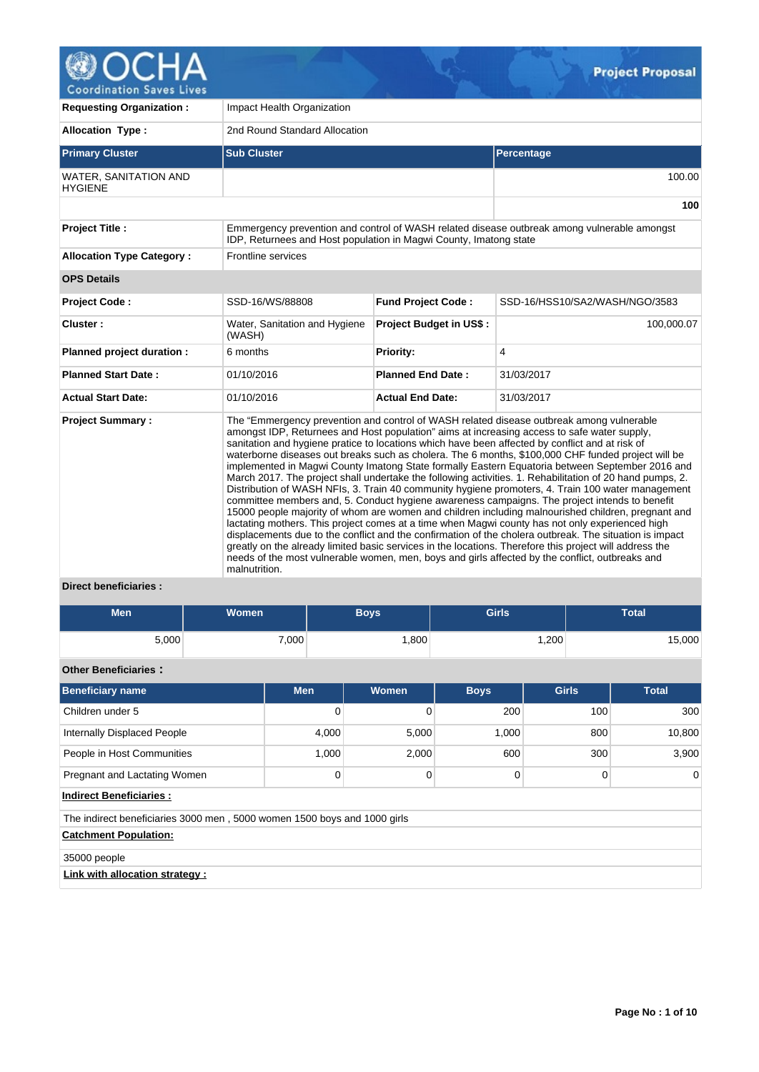# OCHA Coordination Saves Lives — Project Proposal

| | | | |
|---|---|---|---|
| **Requesting Organization :** | Impact Health Organization | | |
| **Allocation Type :** | 2nd Round Standard Allocation | | |

| **Primary Cluster** | **Sub Cluster** | **Percentage** |
|---|---|---|
| WATER, SANITATION AND HYGIENE | | 100.00 |
| | | **100** |

| | | | |
|---|---|---|---|
| **Project Title :** | Emmergency prevention and control of WASH related disease outbreak among vulnerable amongst IDP, Returnees and Host population in Magwi County, Imatong state | | |
| **Allocation Type Category :** | Frontline services | | |
| **OPS Details** | | | |
| **Project Code :** | SSD-16/WS/88808 | **Fund Project Code :** | SSD-16/HSS10/SA2/WASH/NGO/3583 |
| **Cluster :** | Water, Sanitation and Hygiene (WASH) | **Project Budget in US$ :** | 100,000.07 |
| **Planned project duration :** | 6 months | **Priority:** | 4 |
| **Planned Start Date :** | 01/10/2016 | **Planned End Date :** | 31/03/2017 |
| **Actual Start Date:** | 01/10/2016 | **Actual End Date:** | 31/03/2017 |
| **Project Summary :** | The "Emmergency prevention and control of WASH related disease outbreak among vulnerable amongst IDP, Returnees and Host population" aims at increasing access to safe water supply, sanitation and hygiene pratice to locations which have been affected by conflict and at risk of waterborne diseases out breaks such as cholera. The 6 months, $100,000 CHF funded project will be implemented in Magwi County Imatong State formally Eastern Equatoria between September 2016 and March 2017. The project shall undertake the following activities. 1. Rehabilitation of 20 hand pumps, 2. Distribution of WASH NFIs, 3. Train 40 community hygiene promoters, 4. Train 100 water management committee members and, 5. Conduct hygiene awareness campaigns. The project intends to benefit 15000 people majority of whom are women and children including malnourished children, pregnant and lactating mothers. This project comes at a time when Magwi county has not only experienced high displacements due to the conflict and the confirmation of the cholera outbreak. The situation is impact greatly on the already limited basic services in the locations. Therefore this project will address the needs of the most vulnerable women, men, boys and girls affected by the conflict, outbreaks and malnutrition. | | |

**Direct beneficiaries :**

| Men | Women | Boys | Girls | Total |
|---|---|---|---|---|
| 5,000 | 7,000 | 1,800 | 1,200 | 15,000 |

**Other Beneficiaries :**

| Beneficiary name | Men | Women | Boys | Girls | Total |
|---|---|---|---|---|---|
| Children under 5 | 0 | 0 | 200 | 100 | 300 |
| Internally Displaced People | 4,000 | 5,000 | 1,000 | 800 | 10,800 |
| People in Host Communities | 1,000 | 2,000 | 600 | 300 | 3,900 |
| Pregnant and Lactating Women | 0 | 0 | 0 | 0 | 0 |

**Indirect Beneficiaries :**

The indirect beneficiaries 3000 men , 5000 women 1500 boys and 1000 girls

**Catchment Population:**

35000 people

**Link with allocation strategy :**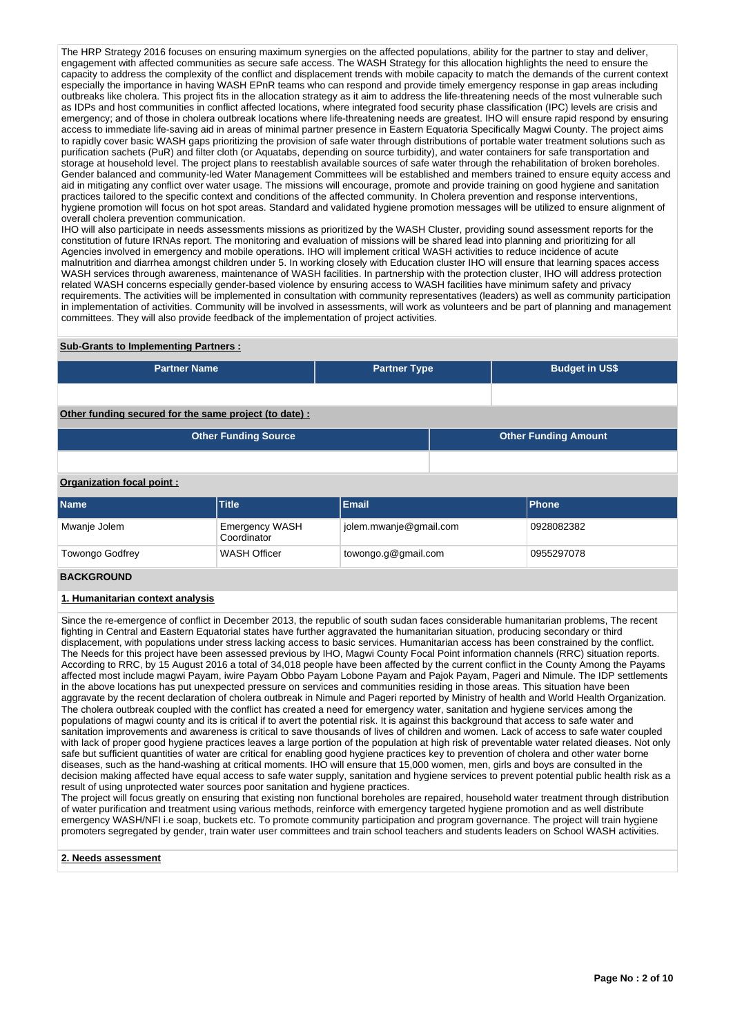The HRP Strategy 2016 focuses on ensuring maximum synergies on the affected populations, ability for the partner to stay and deliver, engagement with affected communities as secure safe access. The WASH Strategy for this allocation highlights the need to ensure the capacity to address the complexity of the conflict and displacement trends with mobile capacity to match the demands of the current context especially the importance in having WASH EPnR teams who can respond and provide timely emergency response in gap areas including outbreaks like cholera. This project fits in the allocation strategy as it aim to address the life-threatening needs of the most vulnerable such as IDPs and host communities in conflict affected locations, where integrated food security phase classification (IPC) levels are crisis and emergency; and of those in cholera outbreak locations where life-threatening needs are greatest. IHO will ensure rapid respond by ensuring access to immediate life-saving aid in areas of minimal partner presence in Eastern Equatoria Specifically Magwi County. The project aims to rapidly cover basic WASH gaps prioritizing the provision of safe water through distributions of portable water treatment solutions such as purification sachets (PuR) and filter cloth (or Aquatabs, depending on source turbidity), and water containers for safe transportation and storage at household level. The project plans to reestablish available sources of safe water through the rehabilitation of broken boreholes. Gender balanced and community-led Water Management Committees will be established and members trained to ensure equity access and aid in mitigating any conflict over water usage. The missions will encourage, promote and provide training on good hygiene and sanitation practices tailored to the specific context and conditions of the affected community. In Cholera prevention and response interventions, hygiene promotion will focus on hot spot areas. Standard and validated hygiene promotion messages will be utilized to ensure alignment of overall cholera prevention communication.
IHO will also participate in needs assessments missions as prioritized by the WASH Cluster, providing sound assessment reports for the constitution of future IRNAs report. The monitoring and evaluation of missions will be shared lead into planning and prioritizing for all Agencies involved in emergency and mobile operations. IHO will implement critical WASH activities to reduce incidence of acute malnutrition and diarrhea amongst children under 5. In working closely with Education cluster IHO will ensure that learning spaces access WASH services through awareness, maintenance of WASH facilities. In partnership with the protection cluster, IHO will address protection related WASH concerns especially gender-based violence by ensuring access to WASH facilities have minimum safety and privacy requirements. The activities will be implemented in consultation with community representatives (leaders) as well as community participation in implementation of activities. Community will be involved in assessments, will work as volunteers and be part of planning and management committees. They will also provide feedback of the implementation of project activities.

**Sub-Grants to Implementing Partners :**

| Partner Name | Partner Type | Budget in US$ |
|---|---|---|
| | | |

**Other funding secured for the same project (to date) :**

| Other Funding Source | Other Funding Amount |
|---|---|
| | |

**Organization focal point :**

| Name | Title | Email | Phone |
|---|---|---|---|
| Mwanje Jolem | Emergency WASH Coordinator | jolem.mwanje@gmail.com | 0928082382 |
| Towongo Godfrey | WASH Officer | towongo.g@gmail.com | 0955297078 |

## BACKGROUND

### 1. Humanitarian context analysis

Since the re-emergence of conflict in December 2013, the republic of south sudan faces considerable humanitarian problems, The recent fighting in Central and Eastern Equatorial states have further aggravated the humanitarian situation, producing secondary or third displacement, with populations under stress lacking access to basic services. Humanitarian access has been constrained by the conflict. The Needs for this project have been assessed previous by IHO, Magwi County Focal Point information channels (RRC) situation reports. According to RRC, by 15 August 2016 a total of 34,018 people have been affected by the current conflict in the County Among the Payams affected most include magwi Payam, iwire Payam Obbo Payam Lobone Payam and Pajok Payam, Pageri and Nimule. The IDP settlements in the above locations has put unexpected pressure on services and communities residing in those areas. This situation have been aggravate by the recent declaration of cholera outbreak in Nimule and Pageri reported by Ministry of health and World Health Organization. The cholera outbreak coupled with the conflict has created a need for emergency water, sanitation and hygiene services among the populations of magwi county and its is critical if to avert the potential risk. It is against this background that access to safe water and sanitation improvements and awareness is critical to save thousands of lives of children and women. Lack of access to safe water coupled with lack of proper good hygiene practices leaves a large portion of the population at high risk of preventable water related dieases. Not only safe but sufficient quantities of water are critical for enabling good hygiene practices key to prevention of cholera and other water borne diseases, such as the hand-washing at critical moments. IHO will ensure that 15,000 women, men, girls and boys are consulted in the decision making affected have equal access to safe water supply, sanitation and hygiene services to prevent potential public health risk as a result of using unprotected water sources poor sanitation and hygiene practices.
The project will focus greatly on ensuring that existing non functional boreholes are repaired, household water treatment through distribution of water purification and treatment using various methods, reinforce with emergency targeted hygiene promotion and as well distribute emergency WASH/NFI i.e soap, buckets etc. To promote community participation and program governance. The project will train hygiene promoters segregated by gender, train water user committees and train school teachers and students leaders on School WASH activities.

### 2. Needs assessment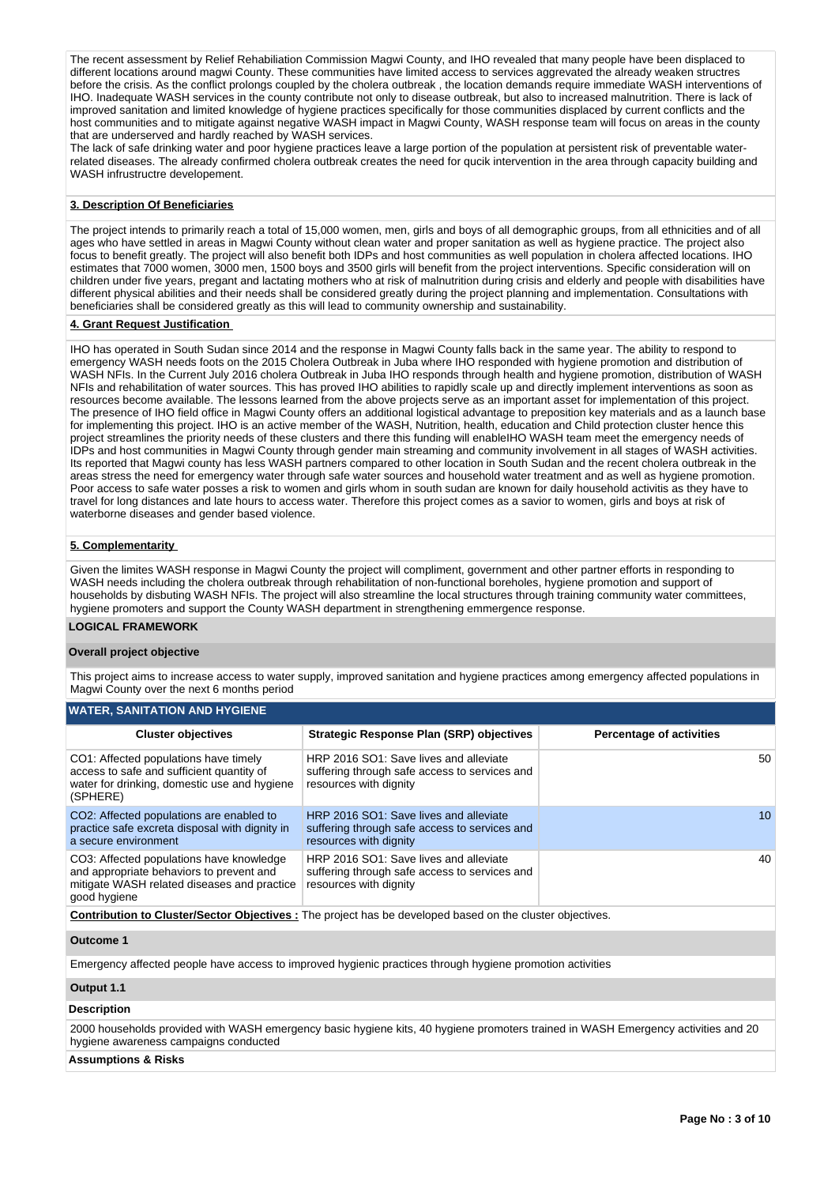The recent assessment by Relief Rehabiliation Commission Magwi County, and IHO revealed that many people have been displaced to different locations around magwi County. These communities have limited access to services aggravated the already weaken structres before the crisis. As the conflict prolongs coupled by the cholera outbreak , the location demands require immediate WASH interventions of IHO. Inadequate WASH services in the county contribute not only to disease outbreak, but also to increased malnutrition. There is lack of improved sanitation and limited knowledge of hygiene practices specifically for those communities displaced by current conflicts and the host communities and to mitigate against negative WASH impact in Magwi County, WASH response team will focus on areas in the county that are underserved and hardly reached by WASH services.

The lack of safe drinking water and poor hygiene practices leave a large portion of the population at persistent risk of preventable water-related diseases. The already confirmed cholera outbreak creates the need for qucik intervention in the area through capacity building and WASH infrustructre developement.

**3. Description Of Beneficiaries**

The project intends to primarily reach a total of 15,000 women, men, girls and boys of all demographic groups, from all ethnicities and of all ages who have settled in areas in Magwi County without clean water and proper sanitation as well as hygiene practice. The project also focus to benefit greatly. The project will also benefit both IDPs and host communities as well population in cholera affected locations. IHO estimates that 7000 women, 3000 men, 1500 boys and 3500 girls will benefit from the project interventions. Specific consideration will on children under five years, pregant and lactating mothers who at risk of malnutrition during crisis and elderly and people with disabilities have different physical abilities and their needs shall be considered greatly during the project planning and implementation. Consultations with beneficiaries shall be considered greatly as this will lead to community ownership and sustainability.

**4. Grant Request Justification**

IHO has operated in South Sudan since 2014 and the response in Magwi County falls back in the same year. The ability to respond to emergency WASH needs foots on the 2015 Cholera Outbreak in Juba where IHO responded with hygiene promotion and distribution of WASH NFIs. In the Current July 2016 cholera Outbreak in Juba IHO responds through health and hygiene promotion, distribution of WASH NFIs and rehabilitation of water sources. This has proved IHO abilities to rapidly scale up and directly implement interventions as soon as resources become available. The lessons learned from the above projects serve as an important asset for implementation of this project. The presence of IHO field office in Magwi County offers an additional logistical advantage to preposition key materials and as a launch base for implementing this project. IHO is an active member of the WASH, Nutrition, health, education and Child protection cluster hence this project streamlines the priority needs of these clusters and there this funding will enableIHO WASH team meet the emergency needs of IDPs and host communities in Magwi County through gender main streaming and community involvement in all stages of WASH activities. Its reported that Magwi county has less WASH partners compared to other location in South Sudan and the recent cholera outbreak in the areas stress the need for emergency water through safe water sources and household water treatment and as well as hygiene promotion. Poor access to safe water posses a risk to women and girls whom in south sudan are known for daily household activitis as they have to travel for long distances and late hours to access water. Therefore this project comes as a savior to women, girls and boys at risk of waterborne diseases and gender based violence.

**5. Complementarity**

Given the limites WASH response in Magwi County the project will compliment, government and other partner efforts in responding to WASH needs including the cholera outbreak through rehabilitation of non-functional boreholes, hygiene promotion and support of households by disbuting WASH NFIs. The project will also streamline the local structures through training community water committees, hygiene promoters and support the County WASH department in strengthening emmergence response.

**LOGICAL FRAMEWORK**

**Overall project objective**

This project aims to increase access to water supply, improved sanitation and hygiene practices among emergency affected populations in Magwi County over the next 6 months period

**WATER, SANITATION AND HYGIENE**

| Cluster objectives | Strategic Response Plan (SRP) objectives | Percentage of activities |
|---|---|---|
| CO1: Affected populations have timely access to safe and sufficient quantity of water for drinking, domestic use and hygiene (SPHERE) | HRP 2016 SO1: Save lives and alleviate suffering through safe access to services and resources with dignity | 50 |
| CO2: Affected populations are enabled to practice safe excreta disposal with dignity in a secure environment | HRP 2016 SO1: Save lives and alleviate suffering through safe access to services and resources with dignity | 10 |
| CO3: Affected populations have knowledge and appropriate behaviors to prevent and mitigate WASH related diseases and practice good hygiene | HRP 2016 SO1: Save lives and alleviate suffering through safe access to services and resources with dignity | 40 |

**Contribution to Cluster/Sector Objectives :** The project has be developed based on the cluster objectives.

**Outcome 1**

Emergency affected people have access to improved hygienic practices through hygiene promotion activities

**Output 1.1**

**Description**

2000 households provided with WASH emergency basic hygiene kits, 40 hygiene promoters trained in WASH Emergency activities and 20 hygiene awareness campaigns conducted

**Assumptions & Risks**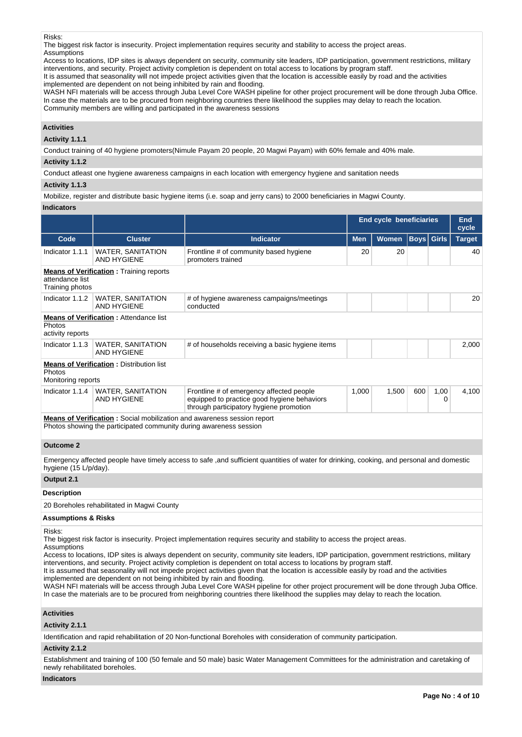Risks:
The biggest risk factor is insecurity. Project implementation requires security and stability to access the project areas.
Assumptions
Access to locations, IDP sites is always dependent on security, community site leaders, IDP participation, government restrictions, military interventions, and security. Project activity completion is dependent on total access to locations by program staff.
It is assumed that seasonality will not impede project activities given that the location is accessible easily by road and the activities implemented are dependent on not being inhibited by rain and flooding.
WASH NFI materials will be access through Juba Level Core WASH pipeline for other project procurement will be done through Juba Office. In case the materials are to be procured from neighboring countries there likelihood the supplies may delay to reach the location.
Community members are willing and participated in the awareness sessions

**Activities**

**Activity 1.1.1**

Conduct training of 40 hygiene promoters(Nimule Payam 20 people, 20 Magwi Payam) with 60% female and 40% male.

**Activity 1.1.2**

Conduct atleast one hygiene awareness campaigns in each location with emergency hygiene and sanitation needs

**Activity 1.1.3**

Mobilize, register and distribute basic hygiene items (i.e. soap and jerry cans) to 2000 beneficiaries in Magwi County.

**Indicators**

| | | | End cycle beneficiaries | | | | End cycle |
|---|---|---|---|---|---|---|---|
| Code | Cluster | Indicator | Men | Women | Boys | Girls | Target |
| Indicator 1.1.1 | WATER, SANITATION AND HYGIENE | Frontline # of community based hygiene promoters trained | 20 | 20 | | | 40 |
| **Means of Verification :** Training reports attendance list Training photos | | | | | | | |
| Indicator 1.1.2 | WATER, SANITATION AND HYGIENE | # of hygiene awareness campaigns/meetings conducted | | | | | 20 |
| **Means of Verification :** Attendance list Photos activity reports | | | | | | | |
| Indicator 1.1.3 | WATER, SANITATION AND HYGIENE | # of households receiving a basic hygiene items | | | | | 2,000 |
| **Means of Verification :** Distribution list Photos Monitoring reports | | | | | | | |
| Indicator 1.1.4 | WATER, SANITATION AND HYGIENE | Frontline # of emergency affected people equipped to practice good hygiene behaviors through participatory hygiene promotion | 1,000 | 1,500 | 600 | 1,000 | 4,100 |
| **Means of Verification :** Social mobilization and awareness session report Photos showing the participated community during awareness session | | | | | | | |

**Outcome 2**

Emergency affected people have timely access to safe ,and sufficient quantities of water for drinking, cooking, and personal and domestic hygiene (15 L/p/day).

**Output 2.1**

**Description**

20 Boreholes rehabilitated in Magwi County

**Assumptions & Risks**

Risks:
The biggest risk factor is insecurity. Project implementation requires security and stability to access the project areas.
Assumptions
Access to locations, IDP sites is always dependent on security, community site leaders, IDP participation, government restrictions, military interventions, and security. Project activity completion is dependent on total access to locations by program staff.
It is assumed that seasonality will not impede project activities given that the location is accessible easily by road and the activities implemented are dependent on not being inhibited by rain and flooding.
WASH NFI materials will be access through Juba Level Core WASH pipeline for other project procurement will be done through Juba Office. In case the materials are to be procured from neighboring countries there likelihood the supplies may delay to reach the location.

**Activities**

**Activity 2.1.1**

Identification and rapid rehabilitation of 20 Non-functional Boreholes with consideration of community participation.

**Activity 2.1.2**

Establishment and training of 100 (50 female and 50 male) basic Water Management Committees for the administration and caretaking of newly rehabilitated boreholes.

**Indicators**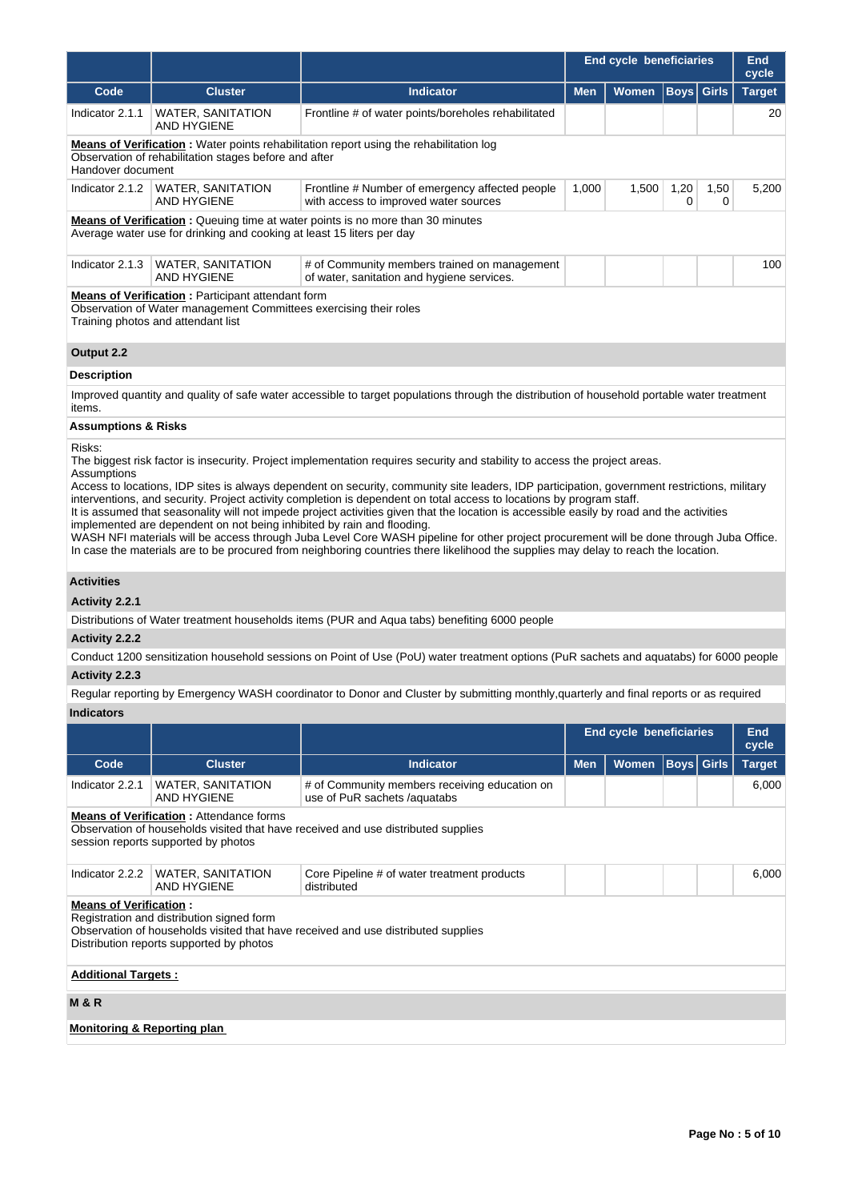| Code | Cluster | Indicator | End cycle beneficiaries Men | Women | Boys | Girls | End cycle Target |
|---|---|---|---|---|---|---|---|
| Indicator 2.1.1 | WATER, SANITATION AND HYGIENE | Frontline # of water points/boreholes rehabilitated | | | | | 20 |

**Means of Verification :** Water points rehabilitation report using the rehabilitation log
Observation of rehabilitation stages before and after
Handover document

| Code | Cluster | Indicator | Men | Women | Boys | Girls | Target |
|---|---|---|---|---|---|---|---|
| Indicator 2.1.2 | WATER, SANITATION AND HYGIENE | Frontline # Number of emergency affected people with access to improved water sources | 1,000 | 1,500 | 1,200 | 1,500 | 5,200 |

**Means of Verification :** Queuing time at water points is no more than 30 minutes
Average water use for drinking and cooking at least 15 liters per day

| Code | Cluster | Indicator | Men | Women | Boys | Girls | Target |
|---|---|---|---|---|---|---|---|
| Indicator 2.1.3 | WATER, SANITATION AND HYGIENE | # of Community members trained on management of water, sanitation and hygiene services. | | | | | 100 |

**Means of Verification :** Participant attendant form
Observation of Water management Committees exercising their roles
Training photos and attendant list

## Output 2.2

### Description

Improved quantity and quality of safe water accessible to target populations through the distribution of household portable water treatment items.

### Assumptions & Risks

Risks:
The biggest risk factor is insecurity. Project implementation requires security and stability to access the project areas.
Assumptions
Access to locations, IDP sites is always dependent on security, community site leaders, IDP participation, government restrictions, military interventions, and security. Project activity completion is dependent on total access to locations by program staff.
It is assumed that seasonality will not impede project activities given that the location is accessible easily by road and the activities implemented are dependent on not being inhibited by rain and flooding.
WASH NFI materials will be access through Juba Level Core WASH pipeline for other project procurement will be done through Juba Office. In case the materials are to be procured from neighboring countries there likelihood the supplies may delay to reach the location.

### Activities

#### Activity 2.2.1

Distributions of Water treatment households items (PUR and Aqua tabs) benefiting 6000 people

#### Activity 2.2.2

Conduct 1200 sensitization household sessions on Point of Use (PoU) water treatment options (PuR sachets and aquatabs) for 6000 people

#### Activity 2.2.3

Regular reporting by Emergency WASH coordinator to Donor and Cluster by submitting monthly,quarterly and final reports or as required

### Indicators

| Code | Cluster | Indicator | End cycle beneficiaries Men | Women | Boys | Girls | End cycle Target |
|---|---|---|---|---|---|---|---|
| Indicator 2.2.1 | WATER, SANITATION AND HYGIENE | # of Community members receiving education on use of PuR sachets /aquatabs | | | | | 6,000 |

**Means of Verification :** Attendance forms
Observation of households visited that have received and use distributed supplies
session reports supported by photos

| Code | Cluster | Indicator | Men | Women | Boys | Girls | Target |
|---|---|---|---|---|---|---|---|
| Indicator 2.2.2 | WATER, SANITATION AND HYGIENE | Core Pipeline # of water treatment products distributed | | | | | 6,000 |

**Means of Verification :**
Registration and distribution signed form
Observation of households visited that have received and use distributed supplies
Distribution reports supported by photos

**Additional Targets :**

## M & R

**Monitoring & Reporting plan**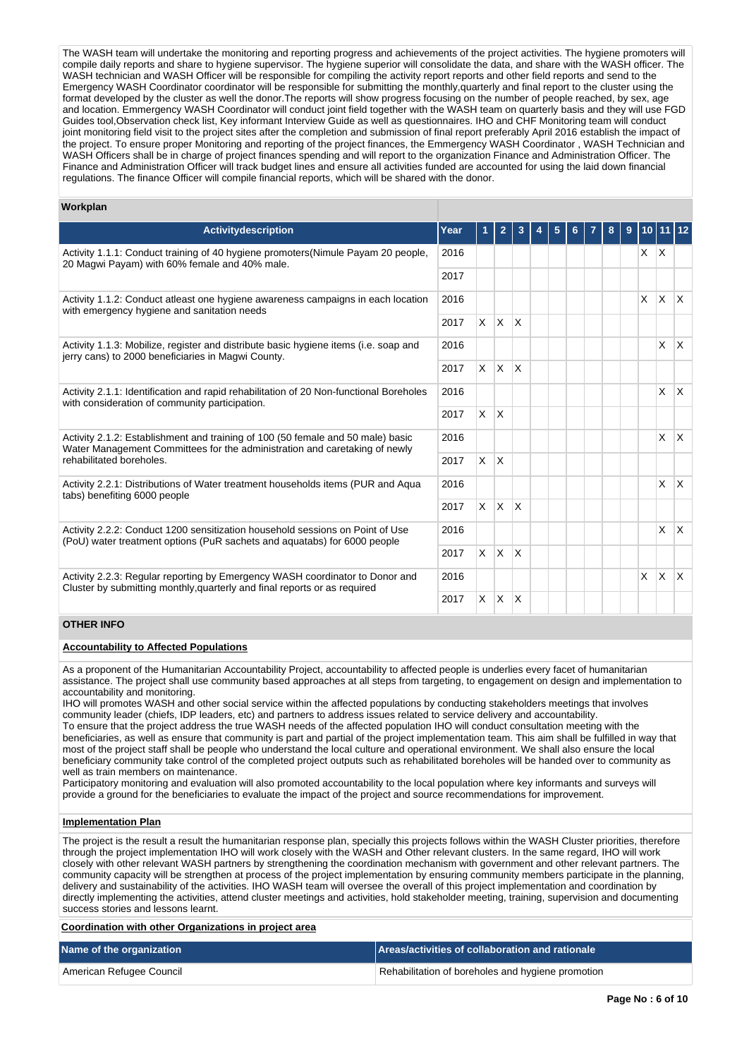The WASH team will undertake the monitoring and reporting progress and achievements of the project activities. The hygiene promoters will compile daily reports and share to hygiene supervisor. The hygiene superior will consolidate the data, and share with the WASH officer. The WASH technician and WASH Officer will be responsible for compiling the activity report reports and other field reports and send to the Emergency WASH Coordinator coordinator will be responsible for submitting the monthly,quarterly and final report to the cluster using the format developed by the cluster as well the donor.The reports will show progress focusing on the number of people reached, by sex, age and location. Emmergency WASH Coordinator will conduct joint field together with the WASH team on quarterly basis and they will use FGD Guides tool,Observation check list, Key informant Interview Guide as well as questionnaires. IHO and CHF Monitoring team will conduct joint monitoring field visit to the project sites after the completion and submission of final report preferably April 2016 establish the impact of the project. To ensure proper Monitoring and reporting of the project finances, the Emmergency WASH Coordinator , WASH Technician and WASH Officers shall be in charge of project finances spending and will report to the organization Finance and Administration Officer. The Finance and Administration Officer will track budget lines and ensure all activities funded are accounted for using the laid down financial regulations. The finance Officer will compile financial reports, which will be shared with the donor.

**Workplan**

| Activitydescription | Year | 1 | 2 | 3 | 4 | 5 | 6 | 7 | 8 | 9 | 10 | 11 | 12 |
|---|---|---|---|---|---|---|---|---|---|---|---|---|---|
| Activity 1.1.1: Conduct training of 40 hygiene promoters(Nimule Payam 20 people, 20 Magwi Payam) with 60% female and 40% male. | 2016 | | | | | | | | | | X | X | |
| | 2017 | | | | | | | | | | | | |
| Activity 1.1.2: Conduct atleast one hygiene awareness campaigns in each location with emergency hygiene and sanitation needs | 2016 | | | | | | | | | | X | X | X |
| | 2017 | X | X | X | | | | | | | | | |
| Activity 1.1.3: Mobilize, register and distribute basic hygiene items (i.e. soap and jerry cans) to 2000 beneficiaries in Magwi County. | 2016 | | | | | | | | | | | X | X |
| | 2017 | X | X | X | | | | | | | | | |
| Activity 2.1.1: Identification and rapid rehabilitation of 20 Non-functional Boreholes with consideration of community participation. | 2016 | | | | | | | | | | | X | X |
| | 2017 | X | X | | | | | | | | | | |
| Activity 2.1.2: Establishment and training of 100 (50 female and 50 male) basic Water Management Committees for the administration and caretaking of newly rehabilitated boreholes. | 2016 | | | | | | | | | | | X | X |
| | 2017 | X | X | | | | | | | | | | |
| Activity 2.2.1: Distributions of Water treatment households items (PUR and Aqua tabs) benefiting 6000 people | 2016 | | | | | | | | | | | X | X |
| | 2017 | X | X | X | | | | | | | | | |
| Activity 2.2.2: Conduct 1200 sensitization household sessions on Point of Use (PoU) water treatment options (PuR sachets and aquatabs) for 6000 people | 2016 | | | | | | | | | | | X | X |
| | 2017 | X | X | X | | | | | | | | | |
| Activity 2.2.3: Regular reporting by Emergency WASH coordinator to Donor and Cluster by submitting monthly,quarterly and final reports or as required | 2016 | | | | | | | | | | X | X | X |
| | 2017 | X | X | X | | | | | | | | | |

## OTHER INFO

**Accountability to Affected Populations**

As a proponent of the Humanitarian Accountability Project, accountability to affected people is underlies every facet of humanitarian assistance. The project shall use community based approaches at all steps from targeting, to engagement on design and implementation to accountability and monitoring.
IHO will promotes WASH and other social service within the affected populations by conducting stakeholders meetings that involves community leader (chiefs, IDP leaders, etc) and partners to address issues related to service delivery and accountability.
To ensure that the project address the true WASH needs of the affected population IHO will conduct consultation meeting with the beneficiaries, as well as ensure that community is part and partial of the project implementation team. This aim shall be fulfilled in way that most of the project staff shall be people who understand the local culture and operational environment. We shall also ensure the local beneficiary community take control of the completed project outputs such as rehabilitated boreholes will be handed over to community as well as train members on maintenance.
Participatory monitoring and evaluation will also promoted accountability to the local population where key informants and surveys will provide a ground for the beneficiaries to evaluate the impact of the project and source recommendations for improvement.

**Implementation Plan**

The project is the result a result the humanitarian response plan, specially this projects follows within the WASH Cluster priorities, therefore through the project implementation IHO will work closely with the WASH and Other relevant clusters. In the same regard, IHO will work closely with other relevant WASH partners by strengthening the coordination mechanism with government and other relevant partners. The community capacity will be strengthen at process of the project implementation by ensuring community members participate in the planning, delivery and sustainability of the activities. IHO WASH team will oversee the overall of this project implementation and coordination by directly implementing the activities, attend cluster meetings and activities, hold stakeholder meeting, training, supervision and documenting success stories and lessons learnt.

**Coordination with other Organizations in project area**

| Name of the organization | Areas/activities of collaboration and rationale |
|---|---|
| American Refugee Council | Rehabilitation of boreholes and hygiene promotion |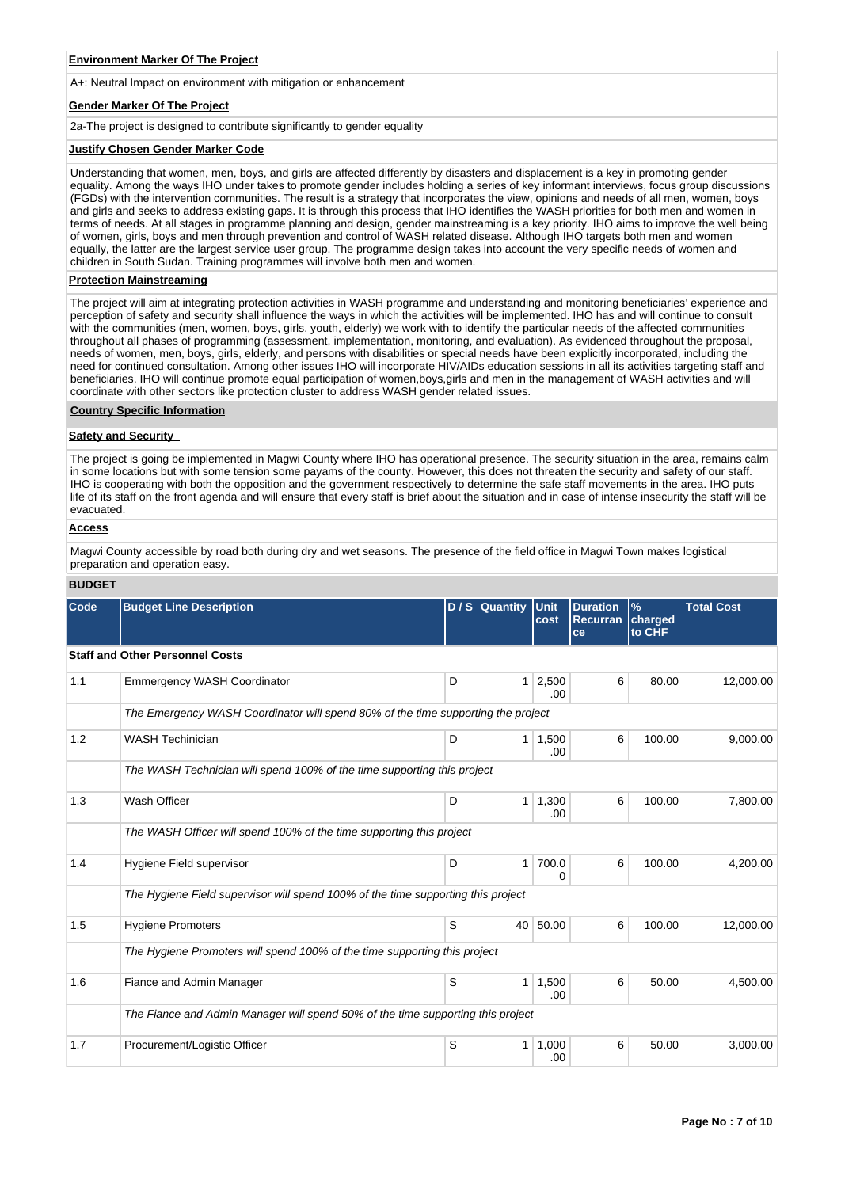**Environment Marker Of The Project**

A+: Neutral Impact on environment with mitigation or enhancement

**Gender Marker Of The Project**

2a-The project is designed to contribute significantly to gender equality

**Justify Chosen Gender Marker Code**

Understanding that women, men, boys, and girls are affected differently by disasters and displacement is a key in promoting gender equality. Among the ways IHO under takes to promote gender includes holding a series of key informant interviews, focus group discussions (FGDs) with the intervention communities. The result is a strategy that incorporates the view, opinions and needs of all men, women, boys and girls and seeks to address existing gaps. It is through this process that IHO identifies the WASH priorities for both men and women in terms of needs. At all stages in programme planning and design, gender mainstreaming is a key priority. IHO aims to improve the well being of women, girls, boys and men through prevention and control of WASH related disease. Although IHO targets both men and women equally, the latter are the largest service user group. The programme design takes into account the very specific needs of women and children in South Sudan. Training programmes will involve both men and women.

**Protection Mainstreaming**

The project will aim at integrating protection activities in WASH programme and understanding and monitoring beneficiaries' experience and perception of safety and security shall influence the ways in which the activities will be implemented. IHO has and will continue to consult with the communities (men, women, boys, girls, youth, elderly) we work with to identify the particular needs of the affected communities throughout all phases of programming (assessment, implementation, monitoring, and evaluation). As evidenced throughout the proposal, needs of women, men, boys, girls, elderly, and persons with disabilities or special needs have been explicitly incorporated, including the need for continued consultation. Among other issues IHO will incorporate HIV/AIDs education sessions in all its activities targeting staff and beneficiaries. IHO will continue promote equal participation of women,boys,girls and men in the management of WASH activities and will coordinate with other sectors like protection cluster to address WASH gender related issues.

**Country Specific Information**

**Safety and Security**

The project is going be implemented in Magwi County where IHO has operational presence. The security situation in the area, remains calm in some locations but with some tension some payams of the county. However, this does not threaten the security and safety of our staff. IHO is cooperating with both the opposition and the government respectively to determine the safe staff movements in the area. IHO puts life of its staff on the front agenda and will ensure that every staff is brief about the situation and in case of intense insecurity the staff will be evacuated.

**Access**

Magwi County accessible by road both during dry and wet seasons. The presence of the field office in Magwi Town makes logistical preparation and operation easy.

**BUDGET**

| Code | Budget Line Description | D / S | Quantity | Unit cost | Duration Recurrance | % charged to CHF | Total Cost |
|---|---|---|---|---|---|---|---|
| **Staff and Other Personnel Costs** | | | | | | | |
| 1.1 | Emmergency WASH Coordinator | D | 1 | 2,500.00 | 6 | 80.00 | 12,000.00 |
| | *The Emergency WASH Coordinator will spend 80% of the time supporting the project* | | | | | | |
| 1.2 | WASH Techinician | D | 1 | 1,500.00 | 6 | 100.00 | 9,000.00 |
| | *The WASH Technician will spend 100% of the time supporting this project* | | | | | | |
| 1.3 | Wash Officer | D | 1 | 1,300.00 | 6 | 100.00 | 7,800.00 |
| | *The WASH Officer will spend 100% of the time supporting this project* | | | | | | |
| 1.4 | Hygiene Field supervisor | D | 1 | 700.00 | 6 | 100.00 | 4,200.00 |
| | *The Hygiene Field supervisor will spend 100% of the time supporting this project* | | | | | | |
| 1.5 | Hygiene Promoters | S | 40 | 50.00 | 6 | 100.00 | 12,000.00 |
| | *The Hygiene Promoters will spend 100% of the time supporting this project* | | | | | | |
| 1.6 | Fiance and Admin Manager | S | 1 | 1,500.00 | 6 | 50.00 | 4,500.00 |
| | *The Fiance and Admin Manager will spend 50% of the time supporting this project* | | | | | | |
| 1.7 | Procurement/Logistic Officer | S | 1 | 1,000.00 | 6 | 50.00 | 3,000.00 |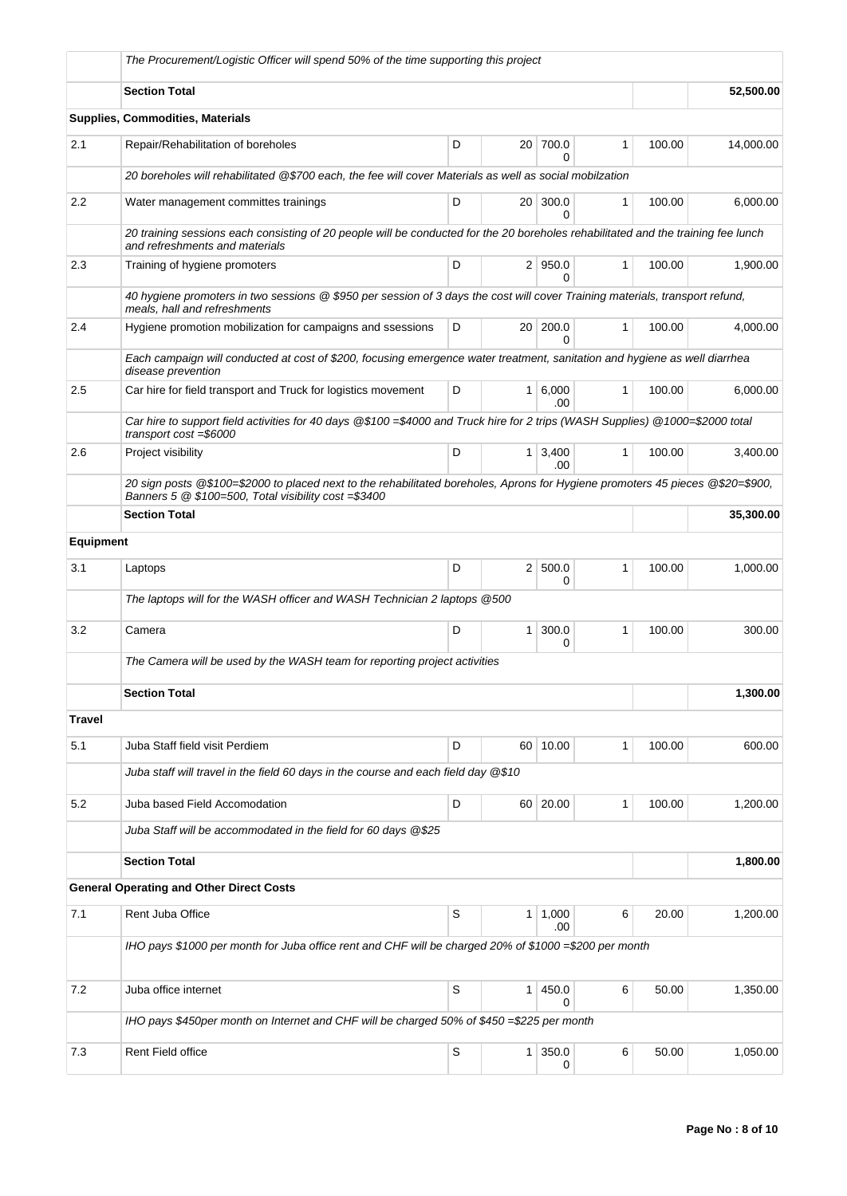| | The Procurement/Logistic Officer will spend 50% of the time supporting this project | | | | | | |
|---|---|---|---|---|---|---|---|
| | **Section Total** | | | | | | **52,500.00** |
| | **Supplies, Commodities, Materials** | | | | | | |
| 2.1 | Repair/Rehabilitation of boreholes | D | 20 | 700.00 | 1 | 100.00 | 14,000.00 |
| | *20 boreholes will rehabilitated @$700 each, the fee will cover Materials as well as social mobilzation* | | | | | | |
| 2.2 | Water management committes trainings | D | 20 | 300.00 | 1 | 100.00 | 6,000.00 |
| | *20 training sessions each consisting of 20 people will be conducted for the 20 boreholes rehabilitated and the training fee lunch and refreshments and materials* | | | | | | |
| 2.3 | Training of hygiene promoters | D | 2 | 950.00 | 1 | 100.00 | 1,900.00 |
| | *40 hygiene promoters in two sessions @ $950 per session of 3 days the cost will cover Training materials, transport refund, meals, hall and refreshments* | | | | | | |
| 2.4 | Hygiene promotion mobilization for campaigns and ssessions | D | 20 | 200.00 | 1 | 100.00 | 4,000.00 |
| | *Each campaign will conducted at cost of $200, focusing emergence water treatment, sanitation and hygiene as well diarrhea disease prevention* | | | | | | |
| 2.5 | Car hire for field transport and Truck for logistics movement | D | 1 | 6,000.00 | 1 | 100.00 | 6,000.00 |
| | *Car hire to support field activities for 40 days @$100 =$4000 and Truck hire for 2 trips (WASH Supplies) @1000=$2000 total transport cost =$6000* | | | | | | |
| 2.6 | Project visibility | D | 1 | 3,400.00 | 1 | 100.00 | 3,400.00 |
| | *20 sign posts @$100=$2000 to placed next to the rehabilitated boreholes, Aprons for Hygiene promoters 45 pieces @$20=$900, Banners 5 @ $100=500, Total visibility cost =$3400* | | | | | | |
| | **Section Total** | | | | | | **35,300.00** |
| **Equipment** | | | | | | | |
| 3.1 | Laptops | D | 2 | 500.00 | 1 | 100.00 | 1,000.00 |
| | *The laptops will for the WASH officer and WASH Technician 2 laptops @500* | | | | | | |
| 3.2 | Camera | D | 1 | 300.00 | 1 | 100.00 | 300.00 |
| | *The Camera will be used by the WASH team for reporting project activities* | | | | | | |
| | **Section Total** | | | | | | **1,300.00** |
| **Travel** | | | | | | | |
| 5.1 | Juba Staff field visit Perdiem | D | 60 | 10.00 | 1 | 100.00 | 600.00 |
| | *Juba staff will travel in the field 60 days in the course and each field day @$10* | | | | | | |
| 5.2 | Juba based Field Accomodation | D | 60 | 20.00 | 1 | 100.00 | 1,200.00 |
| | *Juba Staff will be accommodated in the field for 60 days @$25* | | | | | | |
| | **Section Total** | | | | | | **1,800.00** |
| | **General Operating and Other Direct Costs** | | | | | | |
| 7.1 | Rent Juba Office | S | 1 | 1,000.00 | 6 | 20.00 | 1,200.00 |
| | *IHO pays $1000 per month for Juba office rent and CHF will be charged 20% of $1000 =$200 per month* | | | | | | |
| 7.2 | Juba office internet | S | 1 | 450.00 | 6 | 50.00 | 1,350.00 |
| | *IHO pays $450per month on Internet and CHF will be charged 50% of $450 =$225 per month* | | | | | | |
| 7.3 | Rent Field office | S | 1 | 350.00 | 6 | 50.00 | 1,050.00 |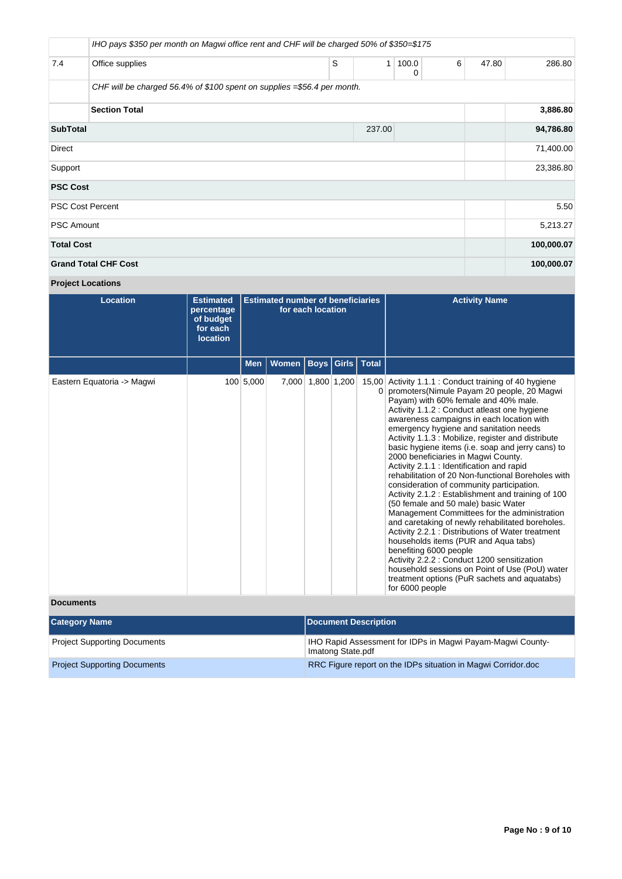| | | | | | | | |
|---|---|---|---|---|---|---|---|
| | *IHO pays $350 per month on Magwi office rent and CHF will be charged 50% of $350=$175* | | | | | | |
| 7.4 | Office supplies | S | 1 | 100.00 | 6 | 47.80 | 286.80 |
| | *CHF will be charged 56.4% of $100 spent on supplies =$56.4 per month.* | | | | | | |
| | **Section Total** | | | | | | **3,886.80** |
| **SubTotal** | | | 237.00 | | | | **94,786.80** |
| Direct | | | | | | | 71,400.00 |
| Support | | | | | | | 23,386.80 |
| **PSC Cost** | | | | | | | |
| PSC Cost Percent | | | | | | | 5.50 |
| PSC Amount | | | | | | | 5,213.27 |
| **Total Cost** | | | | | | | **100,000.07** |
| **Grand Total CHF Cost** | | | | | | | **100,000.07** |

**Project Locations**

| Location | Estimated percentage of budget for each location | Estimated number of beneficiaries for each location | | | | | Activity Name |
|---|---|---|---|---|---|---|---|
| | | Men | Women | Boys | Girls | Total | |
| Eastern Equatoria -> Magwi | 100 | 5,000 | 7,000 | 1,800 | 1,200 | 15,000 | Activity 1.1.1 : Conduct training of 40 hygiene promoters(Nimule Payam 20 people, 20 Magwi Payam) with 60% female and 40% male.<br>Activity 1.1.2 : Conduct atleast one hygiene awareness campaigns in each location with emergency hygiene and sanitation needs<br>Activity 1.1.3 : Mobilize, register and distribute basic hygiene items (i.e. soap and jerry cans) to 2000 beneficiaries in Magwi County.<br>Activity 2.1.1 : Identification and rapid rehabilitation of 20 Non-functional Boreholes with consideration of community participation.<br>Activity 2.1.2 : Establishment and training of 100 (50 female and 50 male) basic Water Management Committees for the administration and caretaking of newly rehabilitated boreholes.<br>Activity 2.2.1 : Distributions of Water treatment households items (PUR and Aqua tabs) benefiting 6000 people<br>Activity 2.2.2 : Conduct 1200 sensitization household sessions on Point of Use (PoU) water treatment options (PuR sachets and aquatabs) for 6000 people |

**Documents**

| Category Name | Document Description |
|---|---|
| Project Supporting Documents | IHO Rapid Assessment for IDPs in Magwi Payam-Magwi County-Imatong State.pdf |
| Project Supporting Documents | RRC Figure report on the IDPs situation in Magwi Corridor.doc |